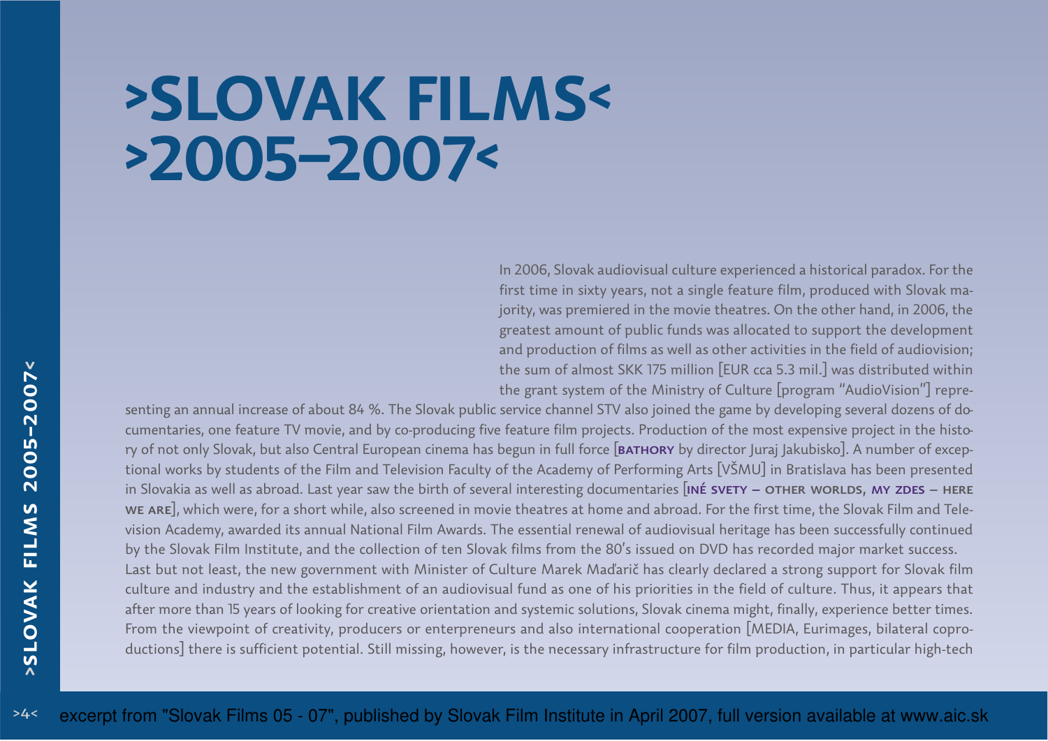# >SLOVAK FILMS< >2005–2007<

In 2006, Slovak audiovisual culture experienced a historical paradox. For the first time in sixty years, not a single feature film, produced with Slovak majority, was premiered in the movie theatres. On the other hand, in 2006, the greatest amount of public funds was allocated to support the development and production of films as well as other activities in the field of audiovision; the sum of almost SKK 175 million [EUR cca 5.3 mil.] was distributed within the grant system of the Ministry of Culture [program "AudioVision"] representing an annual increase of about 84 %. The Slovak public service channel STV also joined the game by developing several dozens of documentaries, one feature TV movie, and by co-producing five feature film projects. Production of the most expensive project in the history of not only Slovak, but also Central European cinema has begun in full force [**BATHORY** by director Juraj Jakubisko]. A number of exceptional works by students of the Film and Television Faculty of the Academy of Performing Arts [VŠMU] in Bratislava has been presented in Slovakia as well as abroad. Last year saw the birth of several interesting documentaries [**INÉ SVETY – OTHER WORLDS**, **MY ZDES – HERE WE ARE**], which were, for a short while, also screened in movie theatres at home and abroad. For the first time, the Slovak Film and Television Academy, awarded its annual National Film Awards. The essential renewal of audiovisual heritage has been successfully continued by the Slovak Film Institute, and the collection of ten Slovak films from the 80's issued on DVD has recorded major market success.

Last but not least, the new government with Minister of Culture Marek Maďarič has clearly declared a strong support for Slovak film culture and industry and the establishment of an audiovisual fund as one of his priorities in the field of culture. Thus, it appears that after more than 15 years of looking for creative orientation and systemic solutions, Slovak cinema might, finally, experience better times. From the viewpoint of creativity, producers or enterpreneurs and also international cooperation [MEDIA, Eurimages, bilateral coproductions] there is sufficient potential. Still missing, however, is the necessary infrastructure for film production, in particular high-tech

excerpt from "Slovak Films 05 - 07", published by Slovak Film Institute in April 2007, full version available at www.aic.sk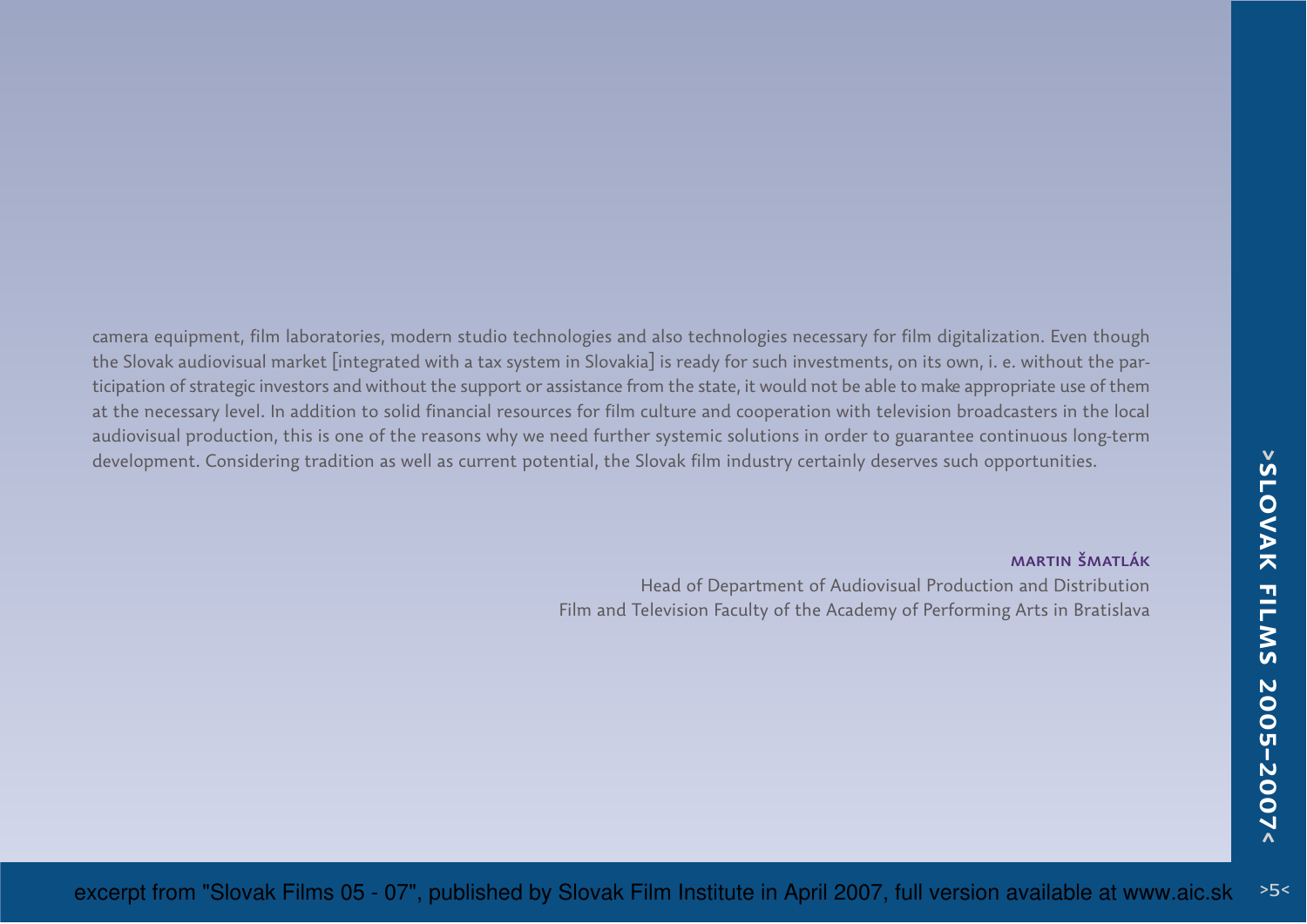camera equipment, film laboratories, modern studio technologies and also technologies necessary for film digitalization. Even though the Slovak audiovisual market [integrated with a tax system in Slovakia] is ready for such investments, on its own, i. e. without the participation of strategic investors and without the support or assistance from the state, it would not be able to make appropriate use of them at the necessary level. In addition to solid financial resources for film culture and cooperation with television broadcasters in the local audiovisual production, this is one of the reasons why we need further systemic solutions in order to guarantee continuous long-term development. Considering tradition as well as current potential, the Slovak film industry certainly deserves such opportunities.

**MARTIN ŠMATLÁK**
Head of Department of Audiovisual Production and Distribution
Film and Television Faculty of the Academy of Performing Arts in Bratislava